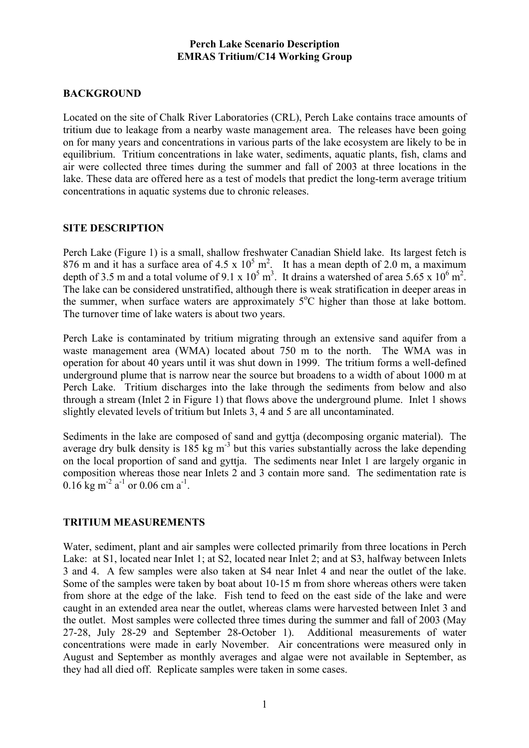# Perch Lake Scenario Description
## EMRAS Tritium/C14 Working Group

### BACKGROUND

Located on the site of Chalk River Laboratories (CRL), Perch Lake contains trace amounts of tritium due to leakage from a nearby waste management area. The releases have been going on for many years and concentrations in various parts of the lake ecosystem are likely to be in equilibrium. Tritium concentrations in lake water, sediments, aquatic plants, fish, clams and air were collected three times during the summer and fall of 2003 at three locations in the lake. These data are offered here as a test of models that predict the long-term average tritium concentrations in aquatic systems due to chronic releases.

### SITE DESCRIPTION

Perch Lake (Figure 1) is a small, shallow freshwater Canadian Shield lake. Its largest fetch is 876 m and it has a surface area of $4.5 \times 10^5$ $m^2$. It has a mean depth of 2.0 m, a maximum depth of 3.5 m and a total volume of $9.1 \times 10^5$ $m^3$. It drains a watershed of area $5.65 \times 10^6$ $m^2$. The lake can be considered unstratified, although there is weak stratification in deeper areas in the summer, when surface waters are approximately 5°C higher than those at lake bottom. The turnover time of lake waters is about two years.

Perch Lake is contaminated by tritium migrating through an extensive sand aquifer from a waste management area (WMA) located about 750 m to the north. The WMA was in operation for about 40 years until it was shut down in 1999. The tritium forms a well-defined underground plume that is narrow near the source but broadens to a width of about 1000 m at Perch Lake. Tritium discharges into the lake through the sediments from below and also through a stream (Inlet 2 in Figure 1) that flows above the underground plume. Inlet 1 shows slightly elevated levels of tritium but Inlets 3, 4 and 5 are all uncontaminated.

Sediments in the lake are composed of sand and gyttja (decomposing organic material). The average dry bulk density is 185 kg $m^{-3}$ but this varies substantially across the lake depending on the local proportion of sand and gyttja. The sediments near Inlet 1 are largely organic in composition whereas those near Inlets 2 and 3 contain more sand. The sedimentation rate is 0.16 kg $m^{-2}$ $a^{-1}$ or 0.06 cm $a^{-1}$.

### TRITIUM MEASUREMENTS

Water, sediment, plant and air samples were collected primarily from three locations in Perch Lake: at S1, located near Inlet 1; at S2, located near Inlet 2; and at S3, halfway between Inlets 3 and 4. A few samples were also taken at S4 near Inlet 4 and near the outlet of the lake. Some of the samples were taken by boat about 10-15 m from shore whereas others were taken from shore at the edge of the lake. Fish tend to feed on the east side of the lake and were caught in an extended area near the outlet, whereas clams were harvested between Inlet 3 and the outlet. Most samples were collected three times during the summer and fall of 2003 (May 27-28, July 28-29 and September 28-October 1). Additional measurements of water concentrations were made in early November. Air concentrations were measured only in August and September as monthly averages and algae were not available in September, as they had all died off. Replicate samples were taken in some cases.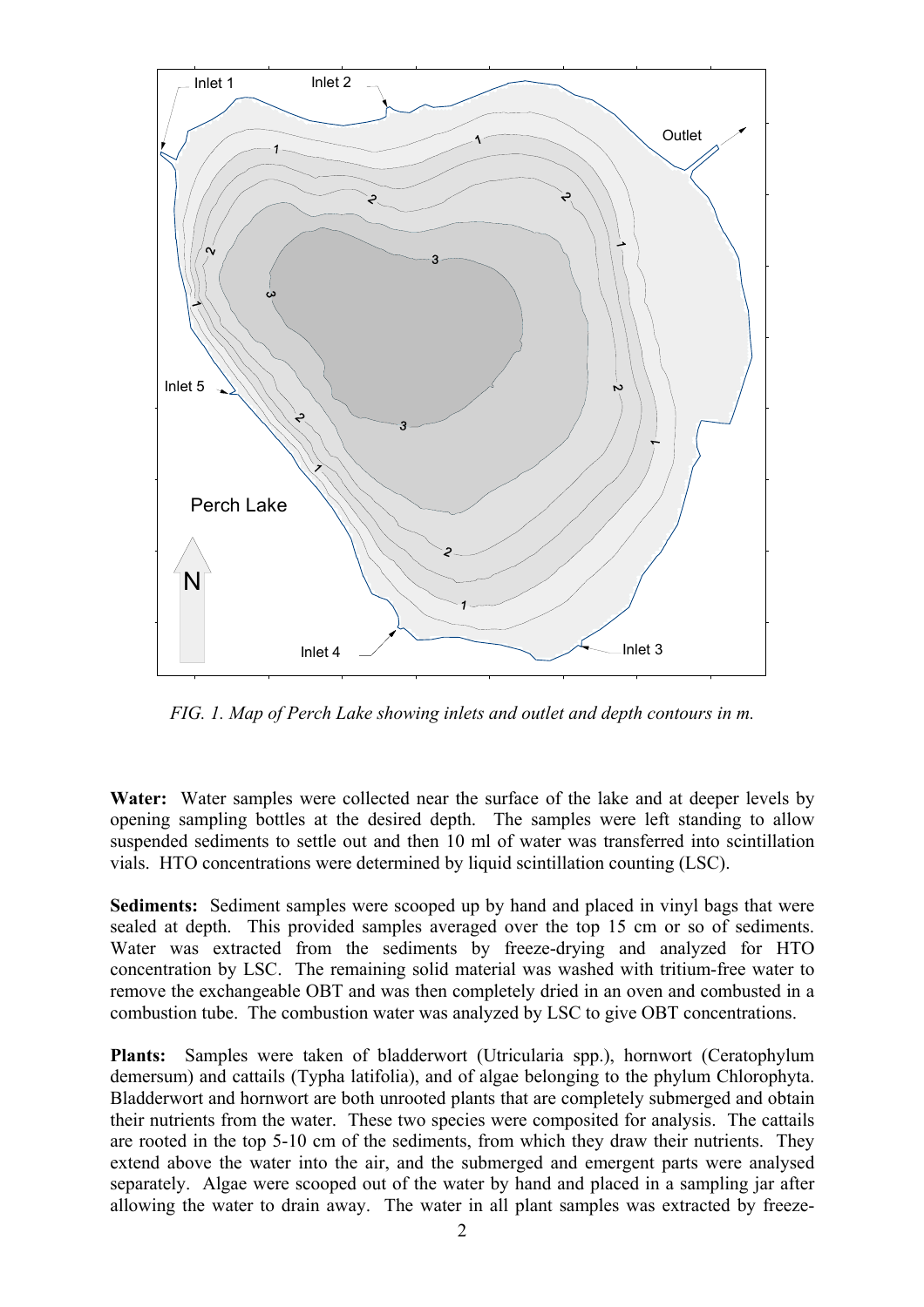*FIG. 1. Map of Perch Lake showing inlets and outlet and depth contours in m.*

**Water:** Water samples were collected near the surface of the lake and at deeper levels by opening sampling bottles at the desired depth. The samples were left standing to allow suspended sediments to settle out and then 10 ml of water was transferred into scintillation vials. HTO concentrations were determined by liquid scintillation counting (LSC).

**Sediments:** Sediment samples were scooped up by hand and placed in vinyl bags that were sealed at depth. This provided samples averaged over the top 15 cm or so of sediments. Water was extracted from the sediments by freeze-drying and analyzed for HTO concentration by LSC. The remaining solid material was washed with tritium-free water to remove the exchangeable OBT and was then completely dried in an oven and combusted in a combustion tube. The combustion water was analyzed by LSC to give OBT concentrations.

**Plants:** Samples were taken of bladderwort (Utricularia spp.), hornwort (Ceratophylum demersum) and cattails (Typha latifolia), and of algae belonging to the phylum Chlorophyta. Bladderwort and hornwort are both unrooted plants that are completely submerged and obtain their nutrients from the water. These two species were composited for analysis. The cattails are rooted in the top 5-10 cm of the sediments, from which they draw their nutrients. They extend above the water into the air, and the submerged and emergent parts were analysed separately. Algae were scooped out of the water by hand and placed in a sampling jar after allowing the water to drain away. The water in all plant samples was extracted by freeze-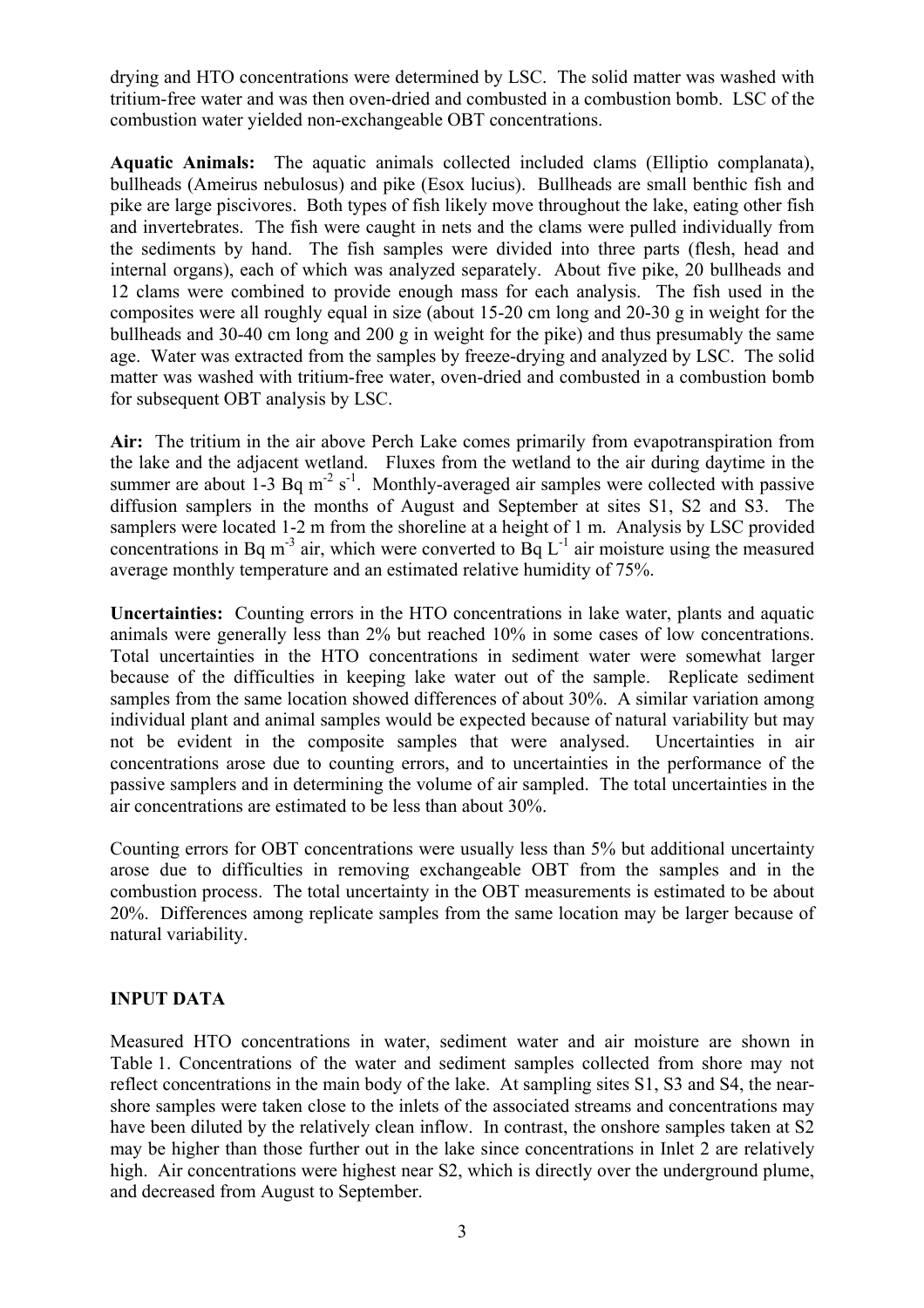drying and HTO concentrations were determined by LSC. The solid matter was washed with tritium-free water and was then oven-dried and combusted in a combustion bomb. LSC of the combustion water yielded non-exchangeable OBT concentrations.

**Aquatic Animals:** The aquatic animals collected included clams (Elliptio complanata), bullheads (Ameirus nebulosus) and pike (Esox lucius). Bullheads are small benthic fish and pike are large piscivores. Both types of fish likely move throughout the lake, eating other fish and invertebrates. The fish were caught in nets and the clams were pulled individually from the sediments by hand. The fish samples were divided into three parts (flesh, head and internal organs), each of which was analyzed separately. About five pike, 20 bullheads and 12 clams were combined to provide enough mass for each analysis. The fish used in the composites were all roughly equal in size (about 15-20 cm long and 20-30 g in weight for the bullheads and 30-40 cm long and 200 g in weight for the pike) and thus presumably the same age. Water was extracted from the samples by freeze-drying and analyzed by LSC. The solid matter was washed with tritium-free water, oven-dried and combusted in a combustion bomb for subsequent OBT analysis by LSC.

**Air:** The tritium in the air above Perch Lake comes primarily from evapotranspiration from the lake and the adjacent wetland. Fluxes from the wetland to the air during daytime in the summer are about 1-3 Bq $m^{-2}$ $s^{-1}$. Monthly-averaged air samples were collected with passive diffusion samplers in the months of August and September at sites S1, S2 and S3. The samplers were located 1-2 m from the shoreline at a height of 1 m. Analysis by LSC provided concentrations in Bq $m^{-3}$ air, which were converted to Bq $L^{-1}$ air moisture using the measured average monthly temperature and an estimated relative humidity of 75%.

**Uncertainties:** Counting errors in the HTO concentrations in lake water, plants and aquatic animals were generally less than 2% but reached 10% in some cases of low concentrations. Total uncertainties in the HTO concentrations in sediment water were somewhat larger because of the difficulties in keeping lake water out of the sample. Replicate sediment samples from the same location showed differences of about 30%. A similar variation among individual plant and animal samples would be expected because of natural variability but may not be evident in the composite samples that were analysed. Uncertainties in air concentrations arose due to counting errors, and to uncertainties in the performance of the passive samplers and in determining the volume of air sampled. The total uncertainties in the air concentrations are estimated to be less than about 30%.

Counting errors for OBT concentrations were usually less than 5% but additional uncertainty arose due to difficulties in removing exchangeable OBT from the samples and in the combustion process. The total uncertainty in the OBT measurements is estimated to be about 20%. Differences among replicate samples from the same location may be larger because of natural variability.

## INPUT DATA

Measured HTO concentrations in water, sediment water and air moisture are shown in Table 1. Concentrations of the water and sediment samples collected from shore may not reflect concentrations in the main body of the lake. At sampling sites S1, S3 and S4, the near-shore samples were taken close to the inlets of the associated streams and concentrations may have been diluted by the relatively clean inflow. In contrast, the onshore samples taken at S2 may be higher than those further out in the lake since concentrations in Inlet 2 are relatively high. Air concentrations were highest near S2, which is directly over the underground plume, and decreased from August to September.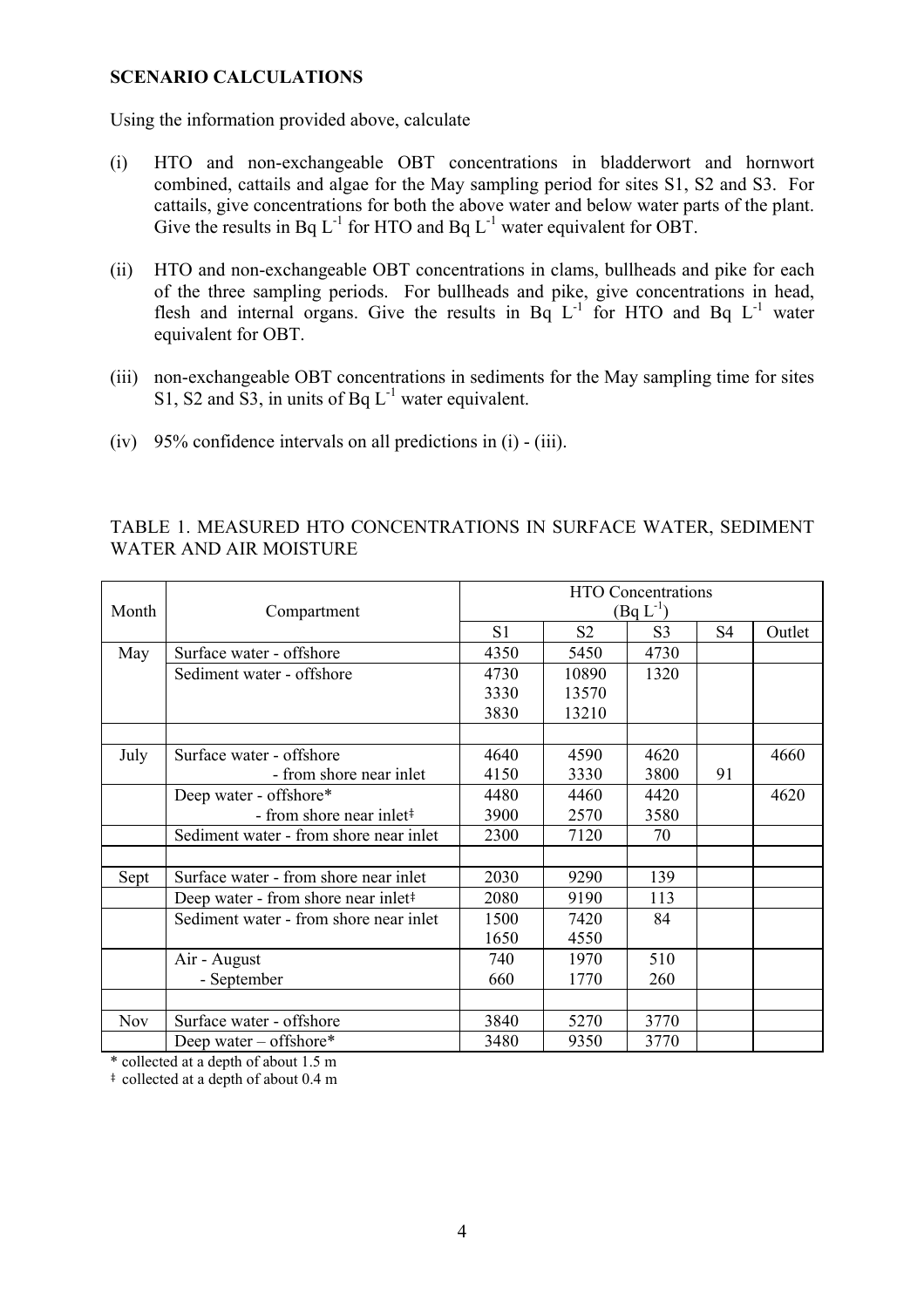**SCENARIO CALCULATIONS**

Using the information provided above, calculate

(i) HTO and non-exchangeable OBT concentrations in bladderwort and hornwort combined, cattails and algae for the May sampling period for sites S1, S2 and S3. For cattails, give concentrations for both the above water and below water parts of the plant. Give the results in Bq $L^{-1}$ for HTO and Bq $L^{-1}$ water equivalent for OBT.

(ii) HTO and non-exchangeable OBT concentrations in clams, bullheads and pike for each of the three sampling periods. For bullheads and pike, give concentrations in head, flesh and internal organs. Give the results in Bq $L^{-1}$ for HTO and Bq $L^{-1}$ water equivalent for OBT.

(iii) non-exchangeable OBT concentrations in sediments for the May sampling time for sites S1, S2 and S3, in units of Bq $L^{-1}$ water equivalent.

(iv) 95% confidence intervals on all predictions in (i) - (iii).

TABLE 1. MEASURED HTO CONCENTRATIONS IN SURFACE WATER, SEDIMENT WATER AND AIR MOISTURE

| Month | Compartment | HTO Concentrations (Bq $L^{-1}$) | | | | |
|---|---|---|---|---|---|---|
| | | S1 | S2 | S3 | S4 | Outlet |
| May | Surface water - offshore | 4350 | 5450 | 4730 | | |
| | Sediment water - offshore | 4730 | 10890 | 1320 | | |
| | | 3330 | 13570 | | | |
| | | 3830 | 13210 | | | |
| | | | | | | |
| July | Surface water - offshore | 4640 | 4590 | 4620 | | 4660 |
| | - from shore near inlet | 4150 | 3330 | 3800 | 91 | |
| | Deep water - offshore* | 4480 | 4460 | 4420 | | 4620 |
| | - from shore near inlet‡ | 3900 | 2570 | 3580 | | |
| | Sediment water - from shore near inlet | 2300 | 7120 | 70 | | |
| | | | | | | |
| Sept | Surface water - from shore near inlet | 2030 | 9290 | 139 | | |
| | Deep water - from shore near inlet‡ | 2080 | 9190 | 113 | | |
| | Sediment water - from shore near inlet | 1500 | 7420 | 84 | | |
| | | 1650 | 4550 | | | |
| | Air - August | 740 | 1970 | 510 | | |
| | - September | 660 | 1770 | 260 | | |
| | | | | | | |
| Nov | Surface water - offshore | 3840 | 5270 | 3770 | | |
| | Deep water – offshore* | 3480 | 9350 | 3770 | | |

\* collected at a depth of about 1.5 m

‡ collected at a depth of about 0.4 m